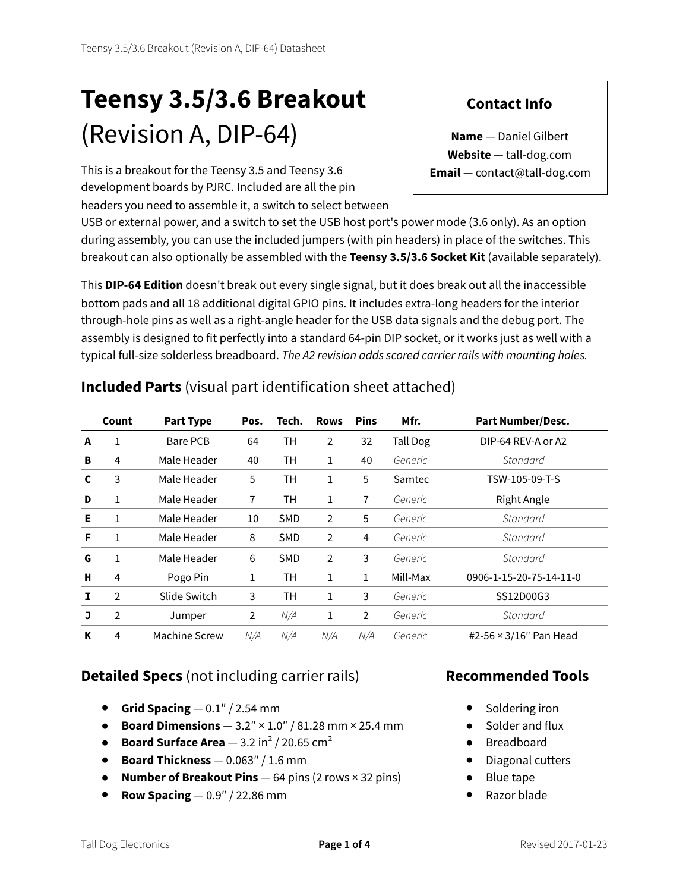# Teensy 3.5/3.6 Breakout (Revision A, DIP-64)

### Contact Info

**Name** — Daniel Gilbert
**Website** — tall-dog.com
**Email** — contact@tall-dog.com

This is a breakout for the Teensy 3.5 and Teensy 3.6 development boards by PJRC. Included are all the pin headers you need to assemble it, a switch to select between USB or external power, and a switch to set the USB host port's power mode (3.6 only). As an option during assembly, you can use the included jumpers (with pin headers) in place of the switches. This breakout can also optionally be assembled with the **Teensy 3.5/3.6 Socket Kit** (available separately).

This **DIP-64 Edition** doesn't break out every single signal, but it does break out all the inaccessible bottom pads and all 18 additional digital GPIO pins. It includes extra-long headers for the interior through-hole pins as well as a right-angle header for the USB data signals and the debug port. The assembly is designed to fit perfectly into a standard 64-pin DIP socket, or it works just as well with a typical full-size solderless breadboard. *The A2 revision adds scored carrier rails with mounting holes.*

## Included Parts (visual part identification sheet attached)

| | Count | Part Type | Pos. | Tech. | Rows | Pins | Mfr. | Part Number/Desc. |
|---|---|---|---|---|---|---|---|---|
| **A** | 1 | Bare PCB | 64 | TH | 2 | 32 | Tall Dog | DIP-64 REV-A or A2 |
| **B** | 4 | Male Header | 40 | TH | 1 | 40 | *Generic* | *Standard* |
| **C** | 3 | Male Header | 5 | TH | 1 | 5 | Samtec | TSW-105-09-T-S |
| **D** | 1 | Male Header | 7 | TH | 1 | 7 | *Generic* | Right Angle |
| **E** | 1 | Male Header | 10 | SMD | 2 | 5 | *Generic* | *Standard* |
| **F** | 1 | Male Header | 8 | SMD | 2 | 4 | *Generic* | *Standard* |
| **G** | 1 | Male Header | 6 | SMD | 2 | 3 | *Generic* | *Standard* |
| **H** | 4 | Pogo Pin | 1 | TH | 1 | 1 | Mill-Max | 0906-1-15-20-75-14-11-0 |
| **I** | 2 | Slide Switch | 3 | TH | 1 | 3 | *Generic* | SS12D00G3 |
| **J** | 2 | Jumper | 2 | *N/A* | 1 | 2 | *Generic* | *Standard* |
| **K** | 4 | Machine Screw | *N/A* | *N/A* | *N/A* | *N/A* | *Generic* | #2-56 × 3/16″ Pan Head |

## Detailed Specs (not including carrier rails)

- **Grid Spacing** — 0.1″ / 2.54 mm
- **Board Dimensions** — 3.2″ × 1.0″ / 81.28 mm × 25.4 mm
- **Board Surface Area** — 3.2 in² / 20.65 cm²
- **Board Thickness** — 0.063″ / 1.6 mm
- **Number of Breakout Pins** — 64 pins (2 rows × 32 pins)
- **Row Spacing** — 0.9″ / 22.86 mm

## Recommended Tools

- Soldering iron
- Solder and flux
- Breadboard
- Diagonal cutters
- Blue tape
- Razor blade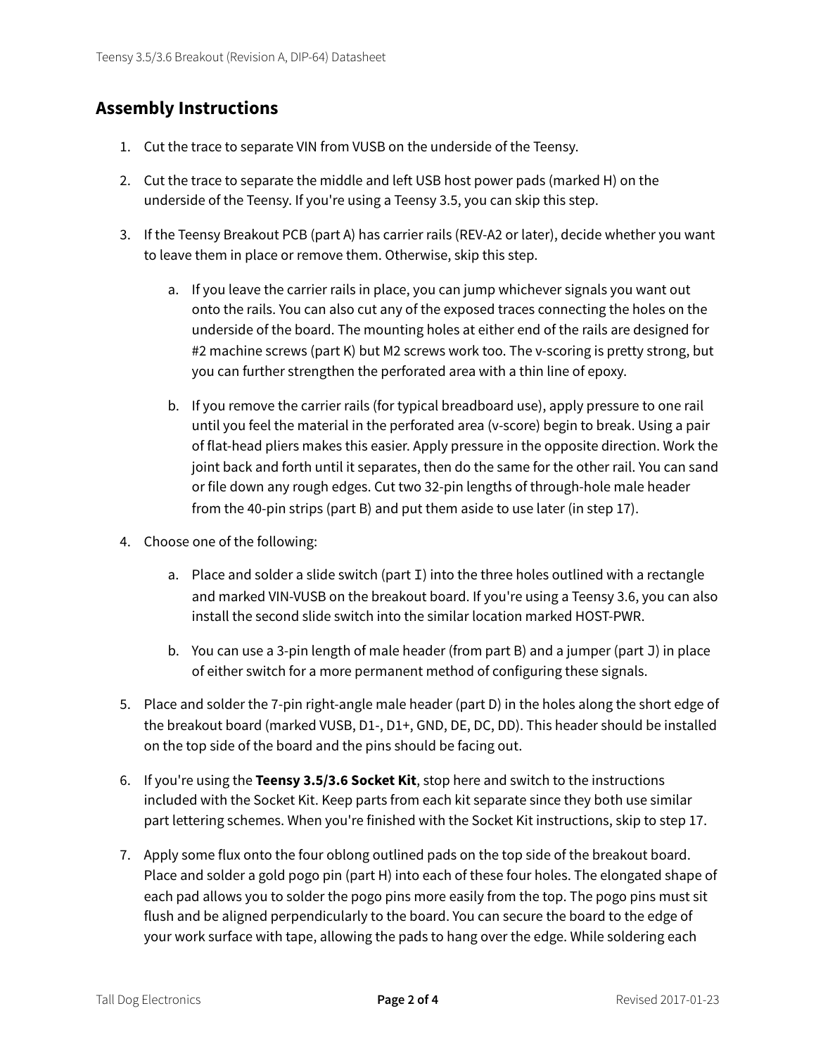## Assembly Instructions

1. Cut the trace to separate VIN from VUSB on the underside of the Teensy.

2. Cut the trace to separate the middle and left USB host power pads (marked H) on the underside of the Teensy. If you're using a Teensy 3.5, you can skip this step.

3. If the Teensy Breakout PCB (part A) has carrier rails (REV-A2 or later), decide whether you want to leave them in place or remove them. Otherwise, skip this step.

   a. If you leave the carrier rails in place, you can jump whichever signals you want out onto the rails. You can also cut any of the exposed traces connecting the holes on the underside of the board. The mounting holes at either end of the rails are designed for #2 machine screws (part K) but M2 screws work too. The v-scoring is pretty strong, but you can further strengthen the perforated area with a thin line of epoxy.

   b. If you remove the carrier rails (for typical breadboard use), apply pressure to one rail until you feel the material in the perforated area (v-score) begin to break. Using a pair of flat-head pliers makes this easier. Apply pressure in the opposite direction. Work the joint back and forth until it separates, then do the same for the other rail. You can sand or file down any rough edges. Cut two 32-pin lengths of through-hole male header from the 40-pin strips (part B) and put them aside to use later (in step 17).

4. Choose one of the following:

   a. Place and solder a slide switch (part `I`) into the three holes outlined with a rectangle and marked VIN-VUSB on the breakout board. If you're using a Teensy 3.6, you can also install the second slide switch into the similar location marked HOST-PWR.

   b. You can use a 3-pin length of male header (from part B) and a jumper (part `J`) in place of either switch for a more permanent method of configuring these signals.

5. Place and solder the 7-pin right-angle male header (part D) in the holes along the short edge of the breakout board (marked VUSB, D1-, D1+, GND, DE, DC, DD). This header should be installed on the top side of the board and the pins should be facing out.

6. If you're using the **Teensy 3.5/3.6 Socket Kit**, stop here and switch to the instructions included with the Socket Kit. Keep parts from each kit separate since they both use similar part lettering schemes. When you're finished with the Socket Kit instructions, skip to step 17.

7. Apply some flux onto the four oblong outlined pads on the top side of the breakout board. Place and solder a gold pogo pin (part H) into each of these four holes. The elongated shape of each pad allows you to solder the pogo pins more easily from the top. The pogo pins must sit flush and be aligned perpendicularly to the board. You can secure the board to the edge of your work surface with tape, allowing the pads to hang over the edge. While soldering each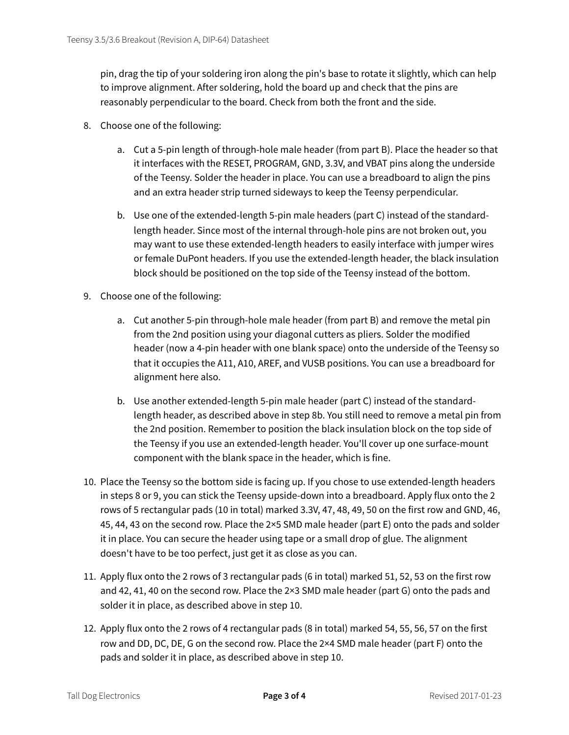pin, drag the tip of your soldering iron along the pin's base to rotate it slightly, which can help to improve alignment. After soldering, hold the board up and check that the pins are reasonably perpendicular to the board. Check from both the front and the side.

8. Choose one of the following:

    a. Cut a 5-pin length of through-hole male header (from part B). Place the header so that it interfaces with the RESET, PROGRAM, GND, 3.3V, and VBAT pins along the underside of the Teensy. Solder the header in place. You can use a breadboard to align the pins and an extra header strip turned sideways to keep the Teensy perpendicular.

    b. Use one of the extended-length 5-pin male headers (part C) instead of the standard-length header. Since most of the internal through-hole pins are not broken out, you may want to use these extended-length headers to easily interface with jumper wires or female DuPont headers. If you use the extended-length header, the black insulation block should be positioned on the top side of the Teensy instead of the bottom.

9. Choose one of the following:

    a. Cut another 5-pin through-hole male header (from part B) and remove the metal pin from the 2nd position using your diagonal cutters as pliers. Solder the modified header (now a 4-pin header with one blank space) onto the underside of the Teensy so that it occupies the A11, A10, AREF, and VUSB positions. You can use a breadboard for alignment here also.

    b. Use another extended-length 5-pin male header (part C) instead of the standard-length header, as described above in step 8b. You still need to remove a metal pin from the 2nd position. Remember to position the black insulation block on the top side of the Teensy if you use an extended-length header. You'll cover up one surface-mount component with the blank space in the header, which is fine.

10. Place the Teensy so the bottom side is facing up. If you chose to use extended-length headers in steps 8 or 9, you can stick the Teensy upside-down into a breadboard. Apply flux onto the 2 rows of 5 rectangular pads (10 in total) marked 3.3V, 47, 48, 49, 50 on the first row and GND, 46, 45, 44, 43 on the second row. Place the 2×5 SMD male header (part E) onto the pads and solder it in place. You can secure the header using tape or a small drop of glue. The alignment doesn't have to be too perfect, just get it as close as you can.

11. Apply flux onto the 2 rows of 3 rectangular pads (6 in total) marked 51, 52, 53 on the first row and 42, 41, 40 on the second row. Place the 2×3 SMD male header (part G) onto the pads and solder it in place, as described above in step 10.

12. Apply flux onto the 2 rows of 4 rectangular pads (8 in total) marked 54, 55, 56, 57 on the first row and DD, DC, DE, G on the second row. Place the 2×4 SMD male header (part F) onto the pads and solder it in place, as described above in step 10.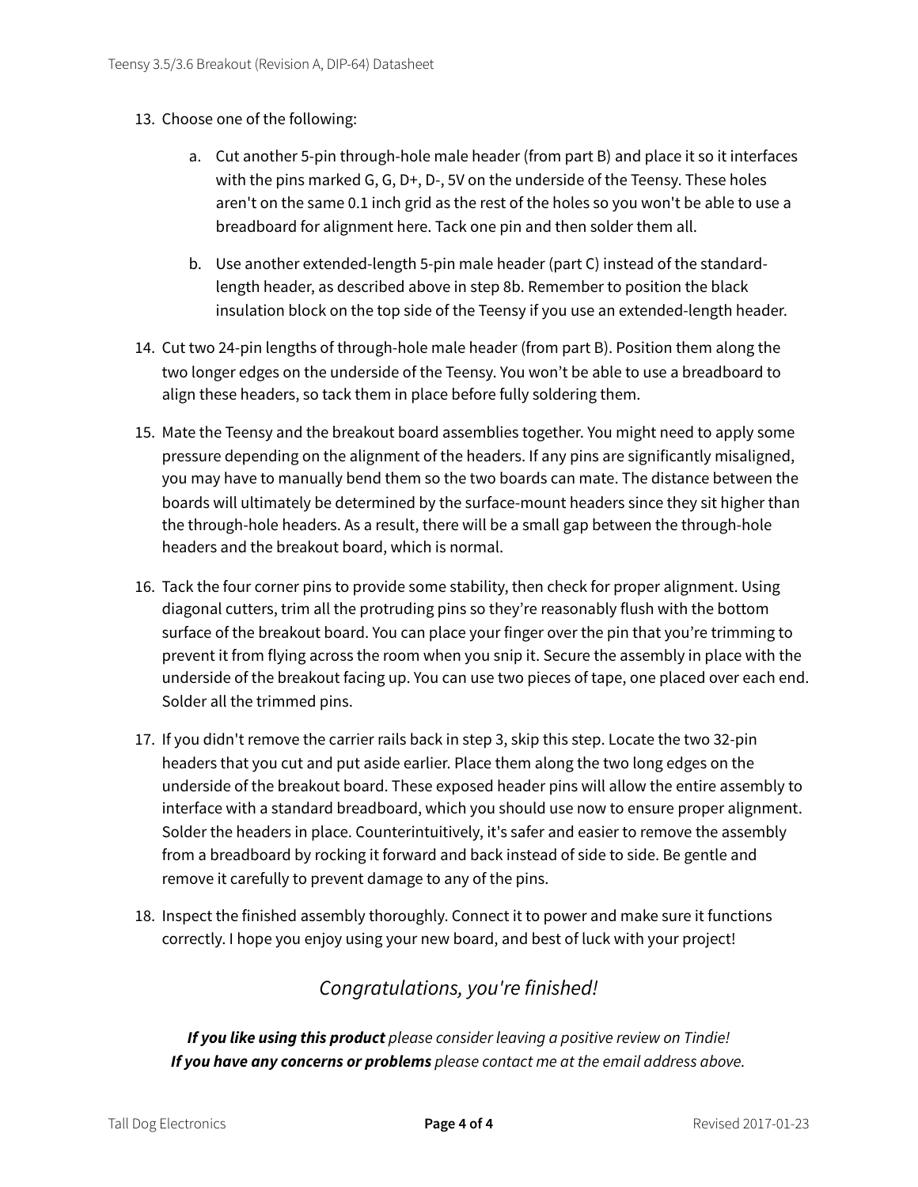13. Choose one of the following:

    a. Cut another 5-pin through-hole male header (from part B) and place it so it interfaces with the pins marked G, G, D+, D-, 5V on the underside of the Teensy. These holes aren't on the same 0.1 inch grid as the rest of the holes so you won't be able to use a breadboard for alignment here. Tack one pin and then solder them all.

    b. Use another extended-length 5-pin male header (part C) instead of the standard-length header, as described above in step 8b. Remember to position the black insulation block on the top side of the Teensy if you use an extended-length header.

14. Cut two 24-pin lengths of through-hole male header (from part B). Position them along the two longer edges on the underside of the Teensy. You won't be able to use a breadboard to align these headers, so tack them in place before fully soldering them.

15. Mate the Teensy and the breakout board assemblies together. You might need to apply some pressure depending on the alignment of the headers. If any pins are significantly misaligned, you may have to manually bend them so the two boards can mate. The distance between the boards will ultimately be determined by the surface-mount headers since they sit higher than the through-hole headers. As a result, there will be a small gap between the through-hole headers and the breakout board, which is normal.

16. Tack the four corner pins to provide some stability, then check for proper alignment. Using diagonal cutters, trim all the protruding pins so they're reasonably flush with the bottom surface of the breakout board. You can place your finger over the pin that you're trimming to prevent it from flying across the room when you snip it. Secure the assembly in place with the underside of the breakout facing up. You can use two pieces of tape, one placed over each end. Solder all the trimmed pins.

17. If you didn't remove the carrier rails back in step 3, skip this step. Locate the two 32-pin headers that you cut and put aside earlier. Place them along the two long edges on the underside of the breakout board. These exposed header pins will allow the entire assembly to interface with a standard breadboard, which you should use now to ensure proper alignment. Solder the headers in place. Counterintuitively, it's safer and easier to remove the assembly from a breadboard by rocking it forward and back instead of side to side. Be gentle and remove it carefully to prevent damage to any of the pins.

18. Inspect the finished assembly thoroughly. Connect it to power and make sure it functions correctly. I hope you enjoy using your new board, and best of luck with your project!

*Congratulations, you're finished!*

***If you like using this product*** *please consider leaving a positive review on Tindie!*
***If you have any concerns or problems*** *please contact me at the email address above.*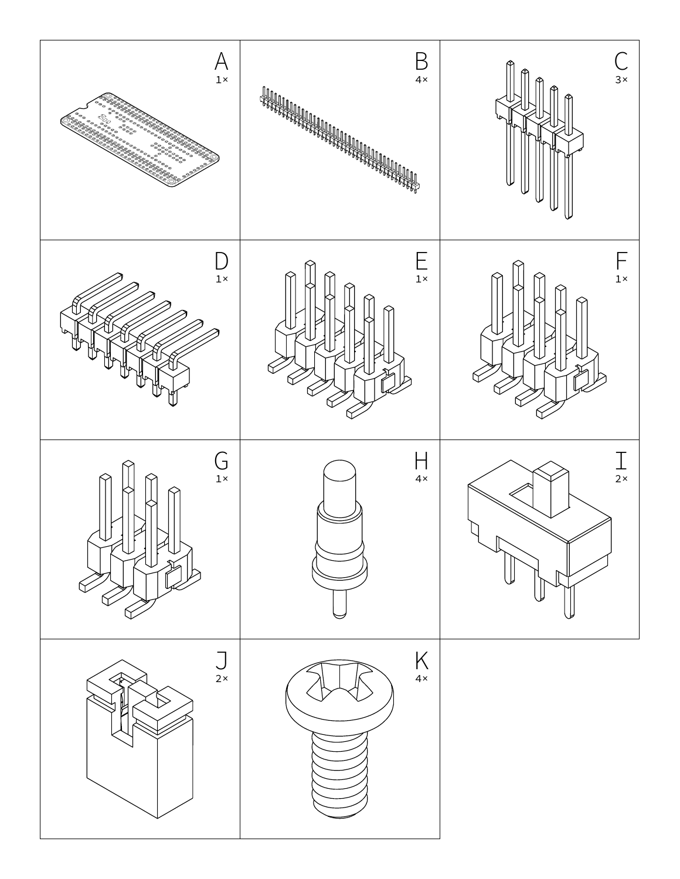| | | |
|---|---|---|
| A 1× | B 4× | C 3× |
| D 1× | E 1× | F 1× |
| G 1× | H 4× | I 2× |
| J 2× | K 4× | |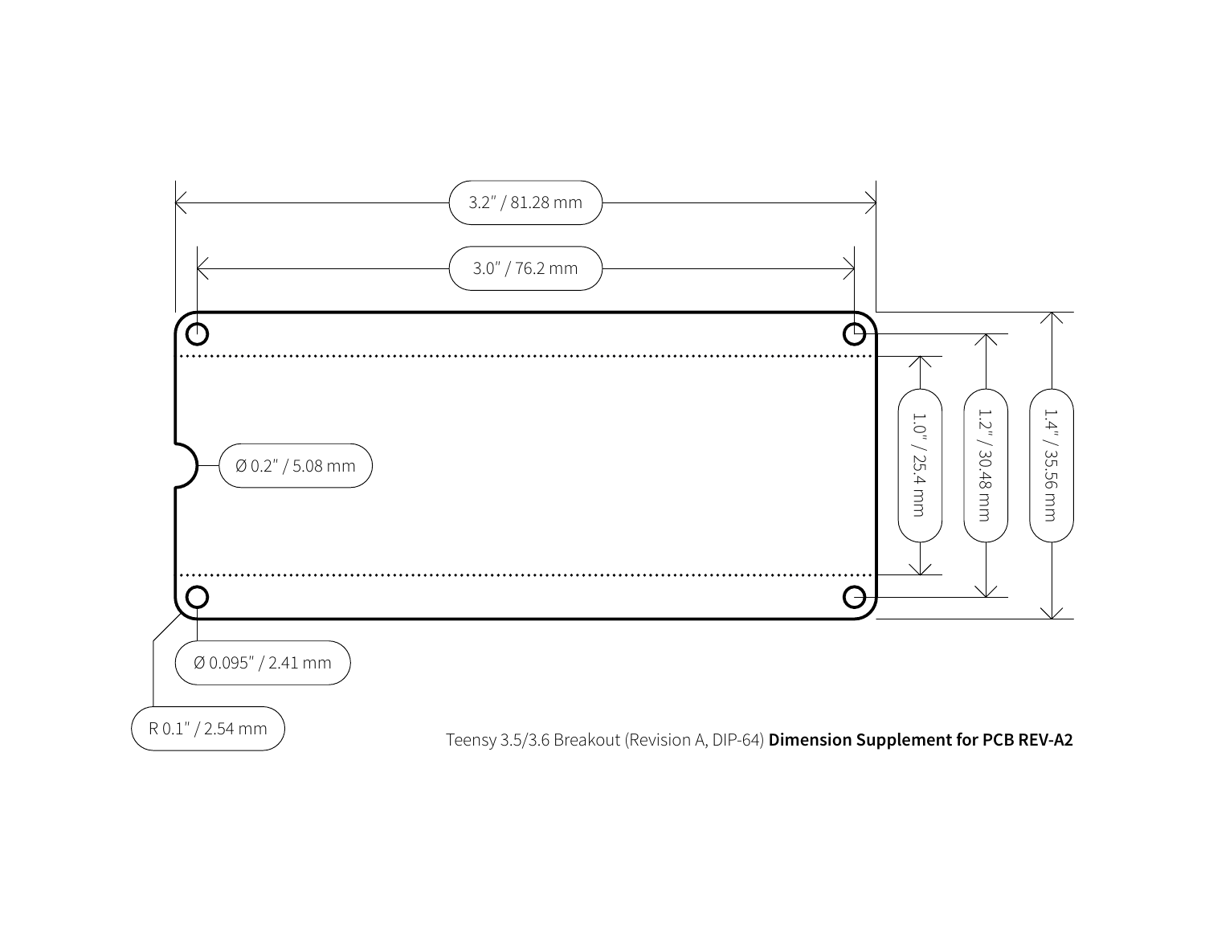3.2" / 81.28 mm

3.0" / 76.2 mm

1.0" / 25.4 mm

1.2" / 30.48 mm

1.4" / 35.56 mm

Ø 0.2" / 5.08 mm

Ø 0.095" / 2.41 mm

R 0.1" / 2.54 mm

Teensy 3.5/3.6 Breakout (Revision A, DIP-64) **Dimension Supplement for PCB REV-A2**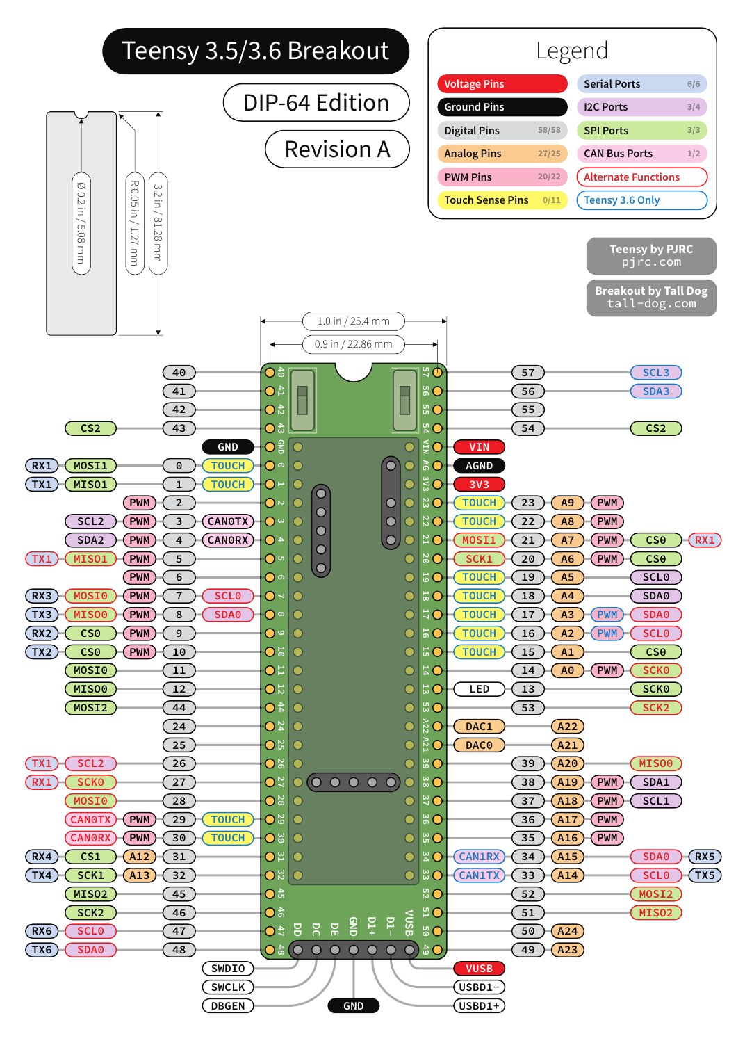# Teensy 3.5/3.6 Breakout

## DIP-64 Edition

## Revision A

### Legend

- Voltage Pins
- Ground Pins
- Digital Pins 58/58
- Analog Pins 27/25
- PWM Pins 20/22
- Touch Sense Pins 0/11
- Serial Ports 6/6
- I2C Ports 3/4
- SPI Ports 3/3
- CAN Bus Ports 1/2
- Alternate Functions
- Teensy 3.6 Only

Teensy by PJRC
pjrc.com

Breakout by Tall Dog
tall-dog.com

Ø 0.2 in / 5.08 mm

R 0.05 in / 1.27 mm

3.2 in / 81.28 mm

1.0 in / 25.4 mm

0.9 in / 22.86 mm

**Left side**

40
41
42
CS2 43
GND
RX1 MOSI1 0 TOUCH
TX1 MISO1 1 TOUCH
PWM 2
SCL2 PWM 3 CAN0TX
SDA2 PWM 4 CAN0RX
TX1 MISO1 PWM 5
PWM 6
RX3 MOSI0 PWM 7 SCL0
TX3 MISO0 PWM 8 SDA0
RX2 CS0 PWM 9
TX2 CS0 PWM 10
MOSI0 11
MISO0 12
MOSI2 44
24
25
TX1 SCL2 26
RX1 SCK0 27
MOSI0 28
CAN0TX PWM 29 TOUCH
CAN0RX PWM 30 TOUCH
RX4 CS1 A12 31
TX4 SCK1 A13 32
MISO2 45
SCK2 46
RX6 SCL0 47
TX6 SDA0 48

**Right side**

57 SCL3
56 SDA3
55
54 CS2
VIN
AGND
3V3
TOUCH 23 A9 PWM
TOUCH 22 A8 PWM
MOSI1 21 A7 PWM CS0 RX1
SCK1 20 A6 PWM CS0
TOUCH 19 A5 SCL0
TOUCH 18 A4 SDA0
TOUCH 17 A3 PWM SDA0
TOUCH 16 A2 PWM SCL0
TOUCH 15 A1 CS0
14 A0 PWM SCK0
LED 13 SCK0
53 SCK2
DAC1 A22
DAC0 A21
39 A20 MISO0
38 A19 PWM SDA1
37 A18 PWM SCL1
36 A17 PWM
35 A16 PWM
CAN1RX 34 A15 SDA0 RX5
CAN1TX 33 A14 SCL0 TX5
52 MOSI2
51 MISO2
50 A24
49 A23

**Bottom**

SWDIO
SWCLK
DBGEN
GND
VUSB
USBD1−
USBD1+